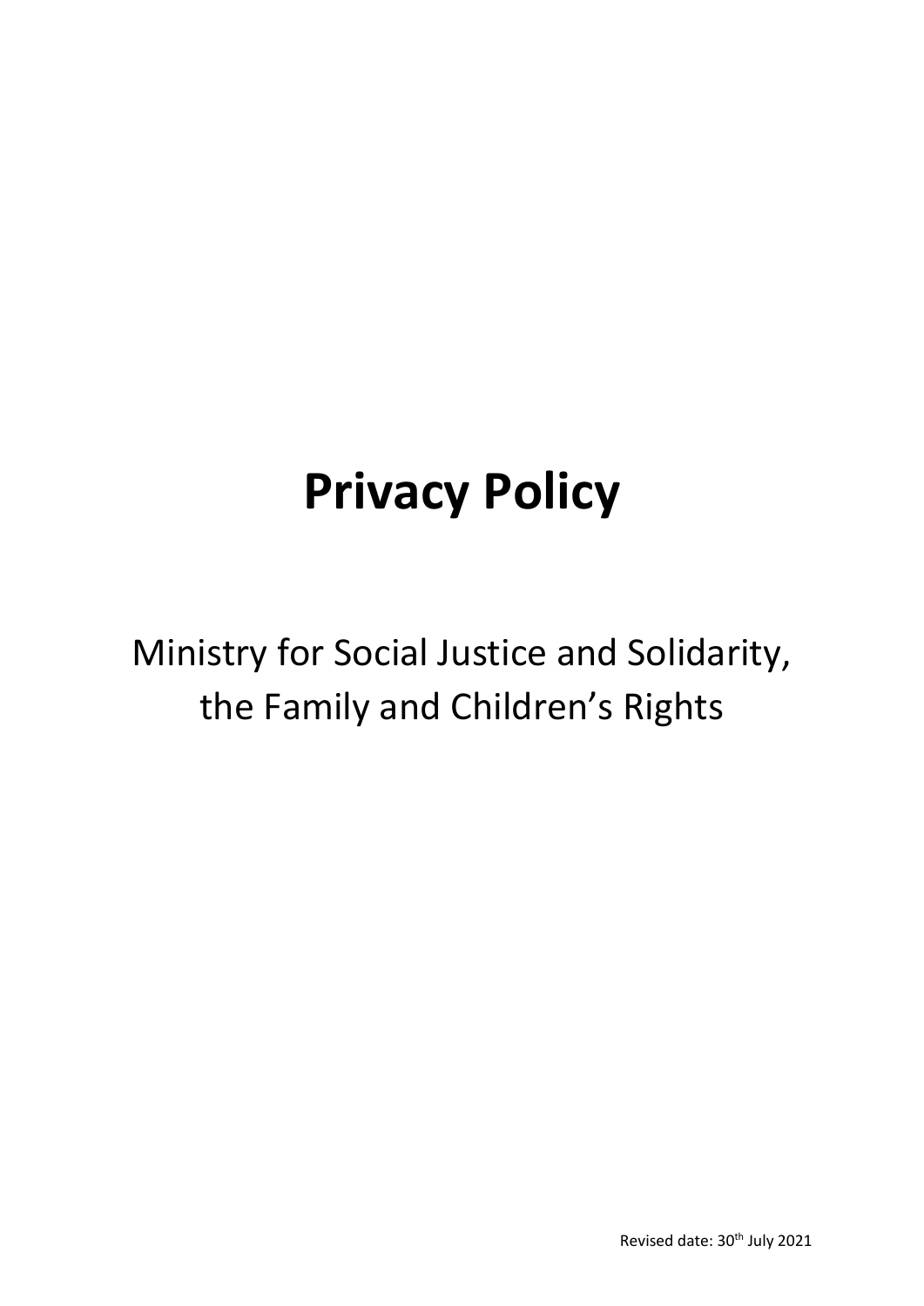# Privacy Policy

Ministry for Social Justice and Solidarity, the Family and Children's Rights

Revised date: 30th July 2021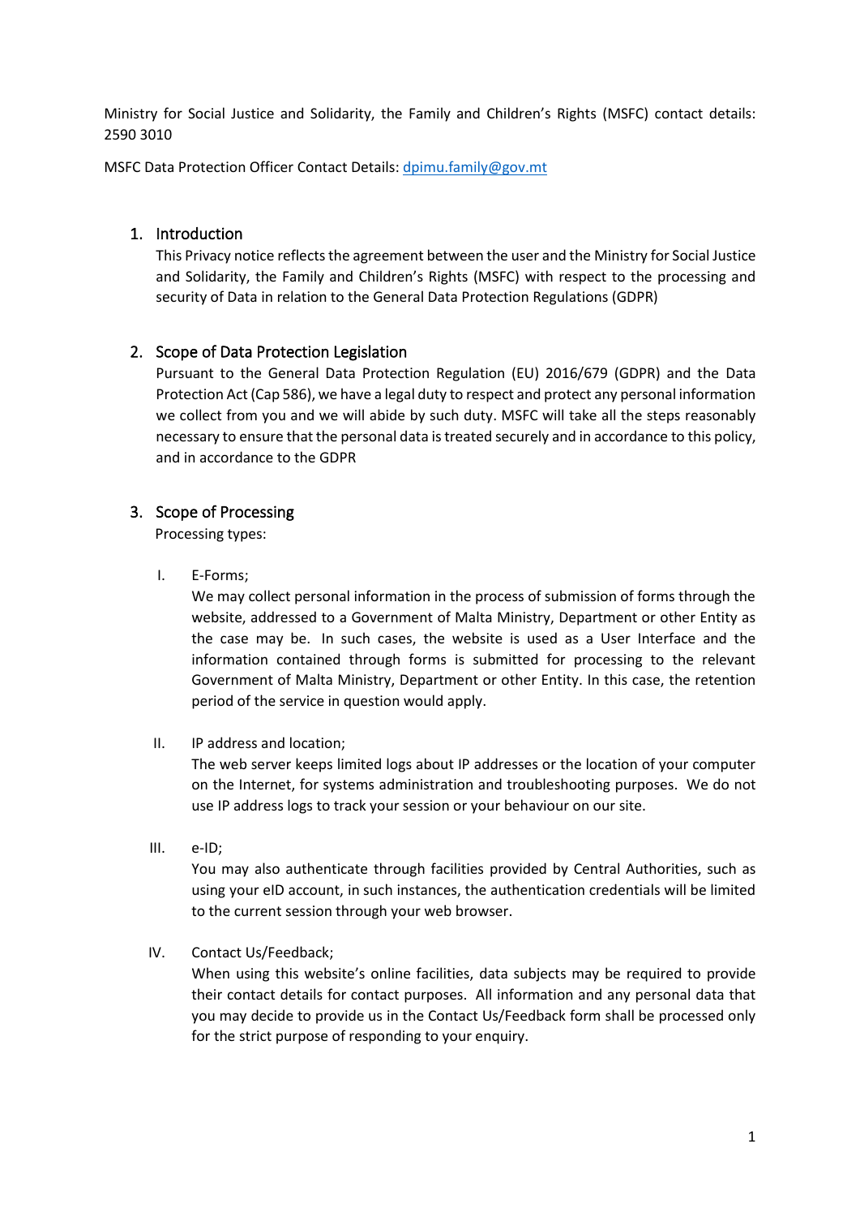Ministry for Social Justice and Solidarity, the Family and Children's Rights (MSFC) contact details: 2590 3010

MSFC Data Protection Officer Contact Details: dpimu.family@gov.mt

## 1. Introduction

This Privacy notice reflects the agreement between the user and the Ministry for Social Justice and Solidarity, the Family and Children's Rights (MSFC) with respect to the processing and security of Data in relation to the General Data Protection Regulations (GDPR)

## 2. Scope of Data Protection Legislation

Pursuant to the General Data Protection Regulation (EU) 2016/679 (GDPR) and the Data Protection Act (Cap 586), we have a legal duty to respect and protect any personal information we collect from you and we will abide by such duty. MSFC will take all the steps reasonably necessary to ensure that the personal data is treated securely and in accordance to this policy, and in accordance to the GDPR

## 3. Scope of Processing

Processing types:

I. E-Forms;

We may collect personal information in the process of submission of forms through the website, addressed to a Government of Malta Ministry, Department or other Entity as the case may be. In such cases, the website is used as a User Interface and the information contained through forms is submitted for processing to the relevant Government of Malta Ministry, Department or other Entity. In this case, the retention period of the service in question would apply.

II. IP address and location;

The web server keeps limited logs about IP addresses or the location of your computer on the Internet, for systems administration and troubleshooting purposes. We do not use IP address logs to track your session or your behaviour on our site.

III. e-ID;

You may also authenticate through facilities provided by Central Authorities, such as using your eID account, in such instances, the authentication credentials will be limited to the current session through your web browser.

IV. Contact Us/Feedback;

When using this website's online facilities, data subjects may be required to provide their contact details for contact purposes. All information and any personal data that you may decide to provide us in the Contact Us/Feedback form shall be processed only for the strict purpose of responding to your enquiry.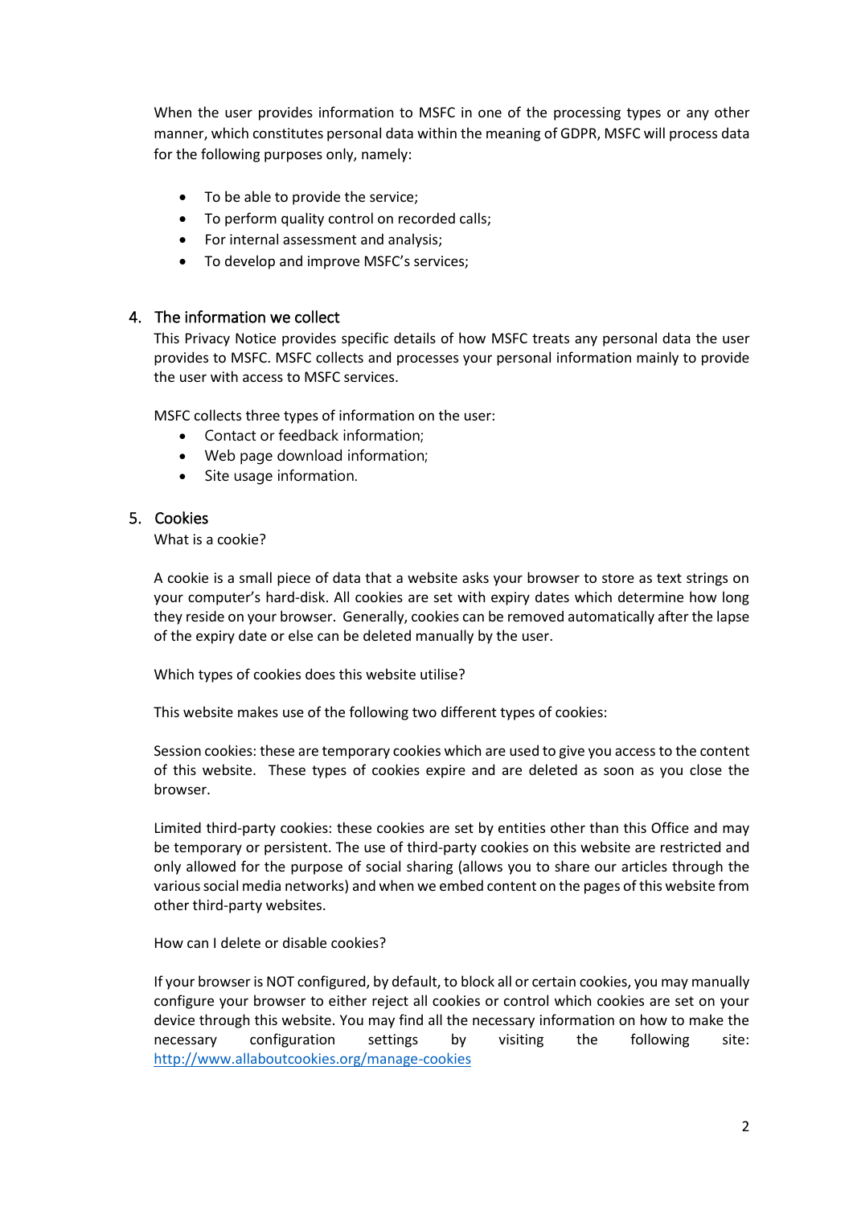When the user provides information to MSFC in one of the processing types or any other manner, which constitutes personal data within the meaning of GDPR, MSFC will process data for the following purposes only, namely:

- To be able to provide the service;
- To perform quality control on recorded calls;
- For internal assessment and analysis;
- To develop and improve MSFC's services;

## 4. The information we collect

This Privacy Notice provides specific details of how MSFC treats any personal data the user provides to MSFC. MSFC collects and processes your personal information mainly to provide the user with access to MSFC services.

MSFC collects three types of information on the user:

- Contact or feedback information;
- Web page download information;
- Site usage information.

## 5. Cookies

What is a cookie?

A cookie is a small piece of data that a website asks your browser to store as text strings on your computer's hard-disk. All cookies are set with expiry dates which determine how long they reside on your browser. Generally, cookies can be removed automatically after the lapse of the expiry date or else can be deleted manually by the user.

Which types of cookies does this website utilise?

This website makes use of the following two different types of cookies:

Session cookies: these are temporary cookies which are used to give you access to the content of this website. These types of cookies expire and are deleted as soon as you close the browser.

Limited third-party cookies: these cookies are set by entities other than this Office and may be temporary or persistent. The use of third-party cookies on this website are restricted and only allowed for the purpose of social sharing (allows you to share our articles through the various social media networks) and when we embed content on the pages of this website from other third-party websites.

How can I delete or disable cookies?

If your browser is NOT configured, by default, to block all or certain cookies, you may manually configure your browser to either reject all cookies or control which cookies are set on your device through this website. You may find all the necessary information on how to make the necessary configuration settings by visiting the following site: http://www.allaboutcookies.org/manage-cookies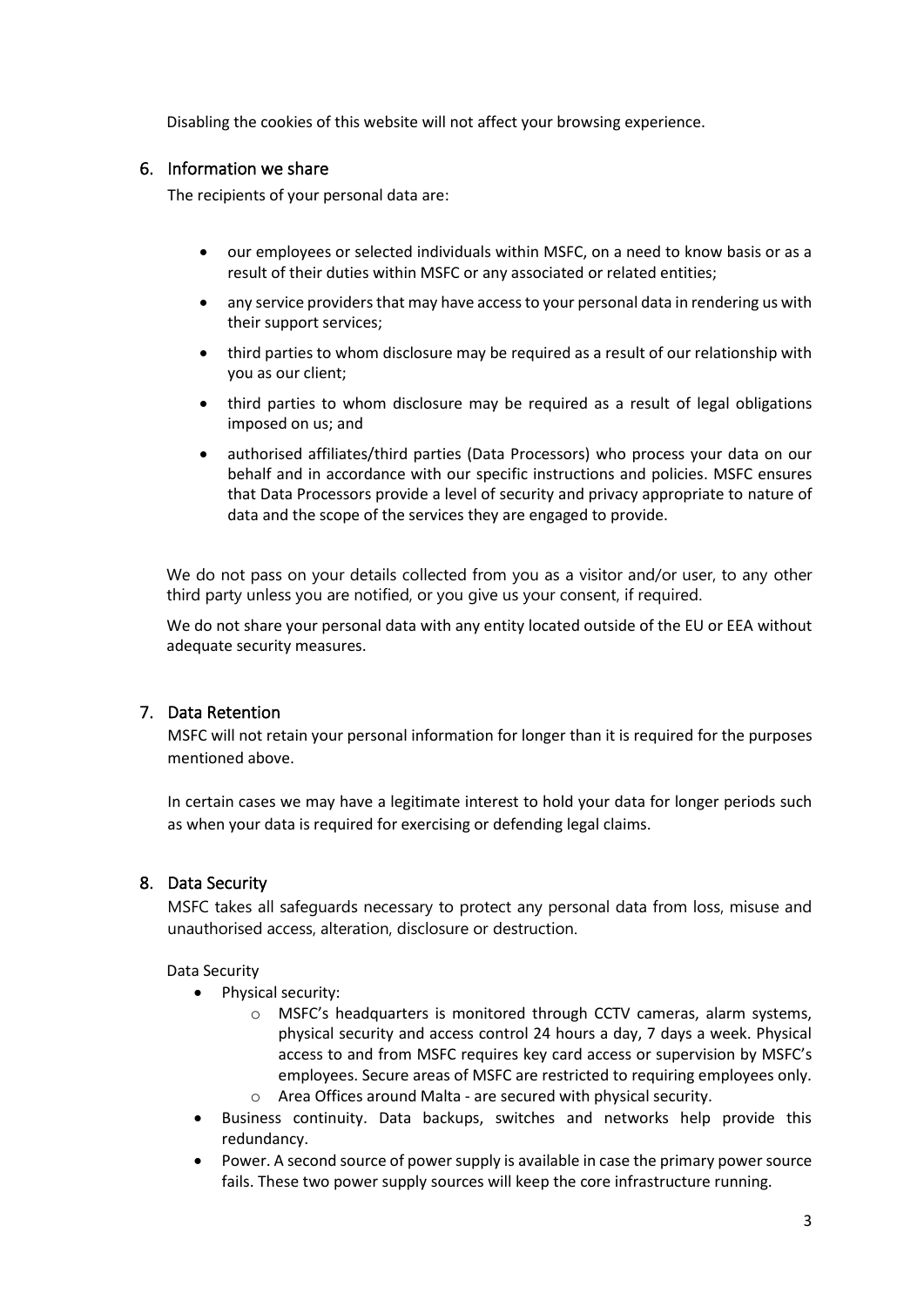Disabling the cookies of this website will not affect your browsing experience.

## 6. Information we share

The recipients of your personal data are:

- our employees or selected individuals within MSFC, on a need to know basis or as a result of their duties within MSFC or any associated or related entities;
- any service providers that may have access to your personal data in rendering us with their support services;
- third parties to whom disclosure may be required as a result of our relationship with you as our client;
- third parties to whom disclosure may be required as a result of legal obligations imposed on us; and
- authorised affiliates/third parties (Data Processors) who process your data on our behalf and in accordance with our specific instructions and policies. MSFC ensures that Data Processors provide a level of security and privacy appropriate to nature of data and the scope of the services they are engaged to provide.

We do not pass on your details collected from you as a visitor and/or user, to any other third party unless you are notified, or you give us your consent, if required.

We do not share your personal data with any entity located outside of the EU or EEA without adequate security measures.

## 7. Data Retention

MSFC will not retain your personal information for longer than it is required for the purposes mentioned above.

In certain cases we may have a legitimate interest to hold your data for longer periods such as when your data is required for exercising or defending legal claims.

## 8. Data Security

MSFC takes all safeguards necessary to protect any personal data from loss, misuse and unauthorised access, alteration, disclosure or destruction.

Data Security

- Physical security:
  - MSFC's headquarters is monitored through CCTV cameras, alarm systems, physical security and access control 24 hours a day, 7 days a week. Physical access to and from MSFC requires key card access or supervision by MSFC's employees. Secure areas of MSFC are restricted to requiring employees only.
  - Area Offices around Malta - are secured with physical security.
- Business continuity. Data backups, switches and networks help provide this redundancy.
- Power. A second source of power supply is available in case the primary power source fails. These two power supply sources will keep the core infrastructure running.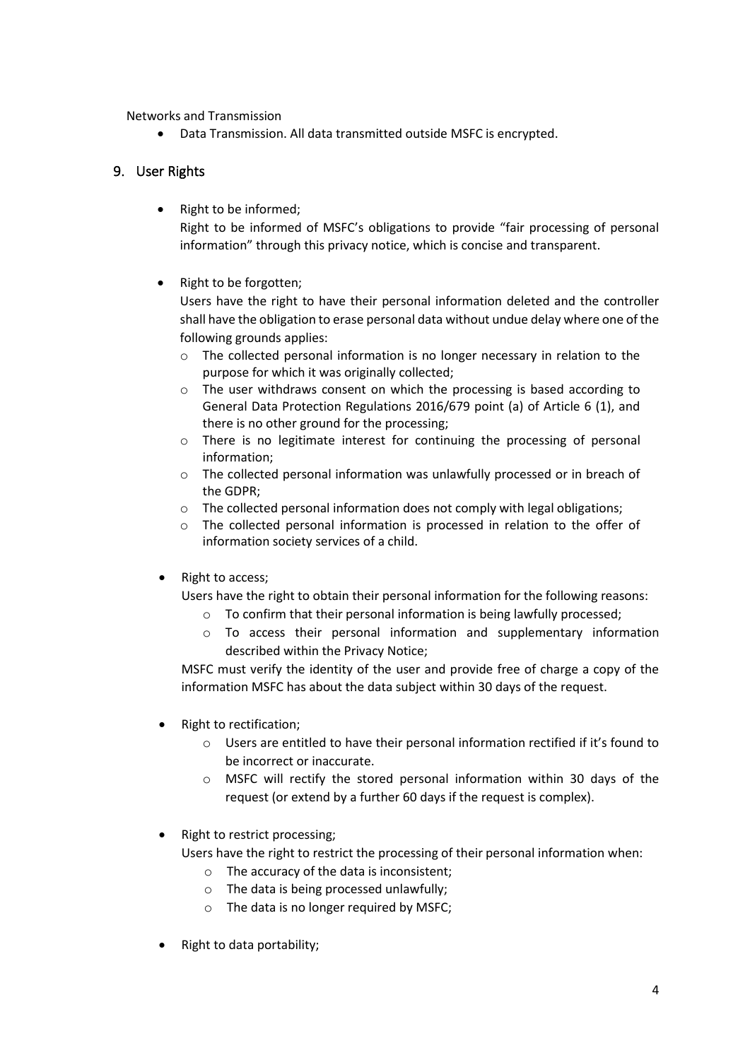Networks and Transmission

- Data Transmission. All data transmitted outside MSFC is encrypted.

## 9. User Rights

- Right to be informed;
  Right to be informed of MSFC's obligations to provide "fair processing of personal information" through this privacy notice, which is concise and transparent.

- Right to be forgotten;
  Users have the right to have their personal information deleted and the controller shall have the obligation to erase personal data without undue delay where one of the following grounds applies:
  - The collected personal information is no longer necessary in relation to the purpose for which it was originally collected;
  - The user withdraws consent on which the processing is based according to General Data Protection Regulations 2016/679 point (a) of Article 6 (1), and there is no other ground for the processing;
  - There is no legitimate interest for continuing the processing of personal information;
  - The collected personal information was unlawfully processed or in breach of the GDPR;
  - The collected personal information does not comply with legal obligations;
  - The collected personal information is processed in relation to the offer of information society services of a child.

- Right to access;
  Users have the right to obtain their personal information for the following reasons:
  - To confirm that their personal information is being lawfully processed;
  - To access their personal information and supplementary information described within the Privacy Notice;

  MSFC must verify the identity of the user and provide free of charge a copy of the information MSFC has about the data subject within 30 days of the request.

- Right to rectification;
  - Users are entitled to have their personal information rectified if it's found to be incorrect or inaccurate.
  - MSFC will rectify the stored personal information within 30 days of the request (or extend by a further 60 days if the request is complex).

- Right to restrict processing;
  Users have the right to restrict the processing of their personal information when:
  - The accuracy of the data is inconsistent;
  - The data is being processed unlawfully;
  - The data is no longer required by MSFC;

- Right to data portability;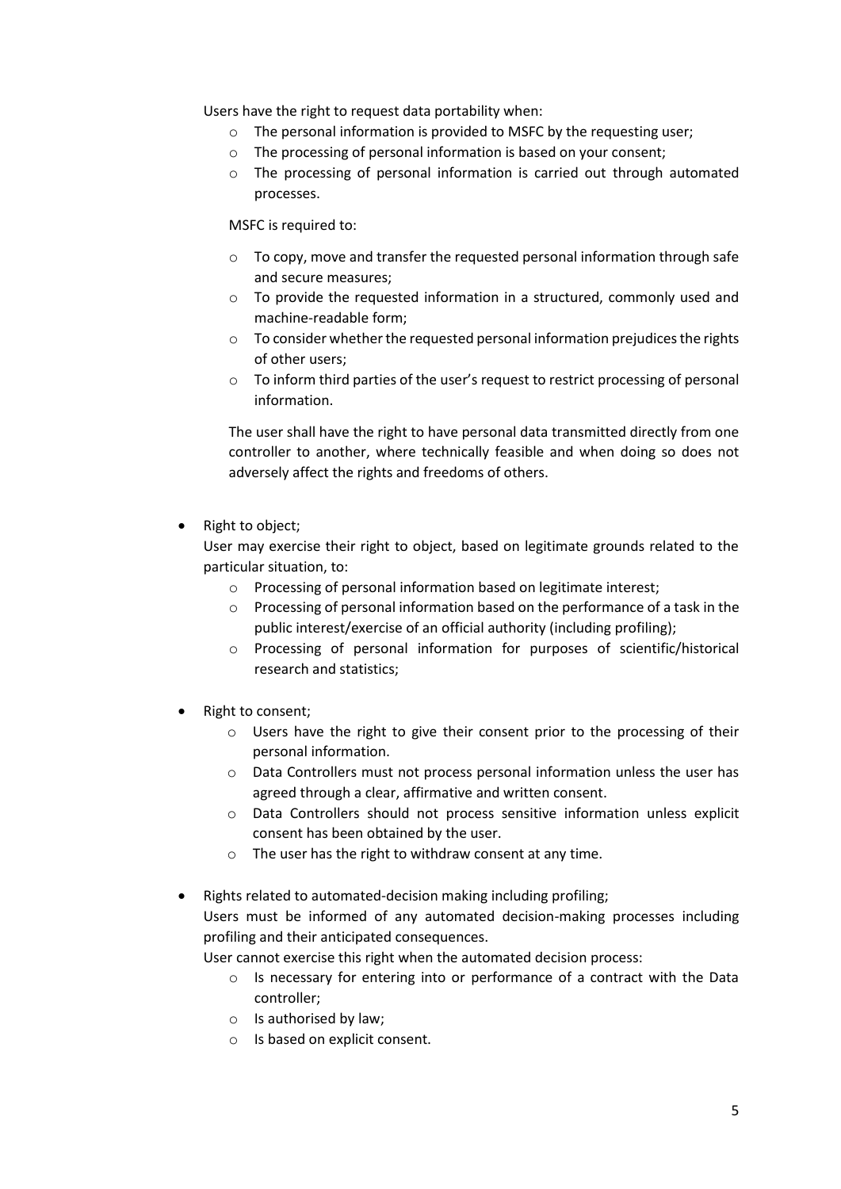Users have the right to request data portability when:

- The personal information is provided to MSFC by the requesting user;
- The processing of personal information is based on your consent;
- The processing of personal information is carried out through automated processes.

MSFC is required to:

- To copy, move and transfer the requested personal information through safe and secure measures;
- To provide the requested information in a structured, commonly used and machine-readable form;
- To consider whether the requested personal information prejudices the rights of other users;
- To inform third parties of the user's request to restrict processing of personal information.

The user shall have the right to have personal data transmitted directly from one controller to another, where technically feasible and when doing so does not adversely affect the rights and freedoms of others.

- Right to object;

  User may exercise their right to object, based on legitimate grounds related to the particular situation, to:
  - Processing of personal information based on legitimate interest;
  - Processing of personal information based on the performance of a task in the public interest/exercise of an official authority (including profiling);
  - Processing of personal information for purposes of scientific/historical research and statistics;

- Right to consent;
  - Users have the right to give their consent prior to the processing of their personal information.
  - Data Controllers must not process personal information unless the user has agreed through a clear, affirmative and written consent.
  - Data Controllers should not process sensitive information unless explicit consent has been obtained by the user.
  - The user has the right to withdraw consent at any time.

- Rights related to automated-decision making including profiling;

  Users must be informed of any automated decision-making processes including profiling and their anticipated consequences.

  User cannot exercise this right when the automated decision process:
  - Is necessary for entering into or performance of a contract with the Data controller;
  - Is authorised by law;
  - Is based on explicit consent.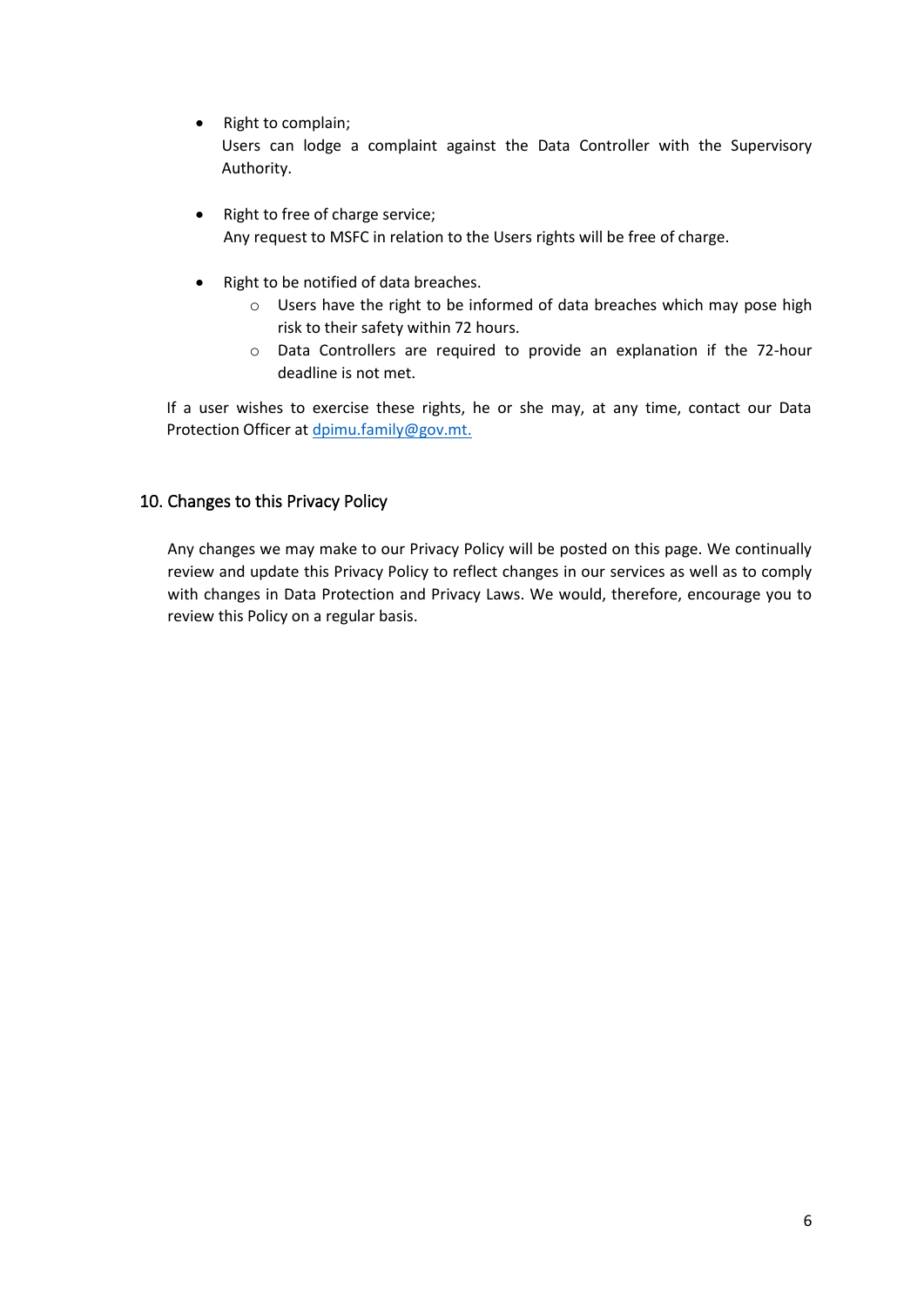- Right to complain;
  Users can lodge a complaint against the Data Controller with the Supervisory Authority.

- Right to free of charge service;
  Any request to MSFC in relation to the Users rights will be free of charge.

- Right to be notified of data breaches.
  - Users have the right to be informed of data breaches which may pose high risk to their safety within 72 hours.
  - Data Controllers are required to provide an explanation if the 72-hour deadline is not met.

If a user wishes to exercise these rights, he or she may, at any time, contact our Data Protection Officer at dpimu.family@gov.mt.

## 10. Changes to this Privacy Policy

Any changes we may make to our Privacy Policy will be posted on this page. We continually review and update this Privacy Policy to reflect changes in our services as well as to comply with changes in Data Protection and Privacy Laws. We would, therefore, encourage you to review this Policy on a regular basis.